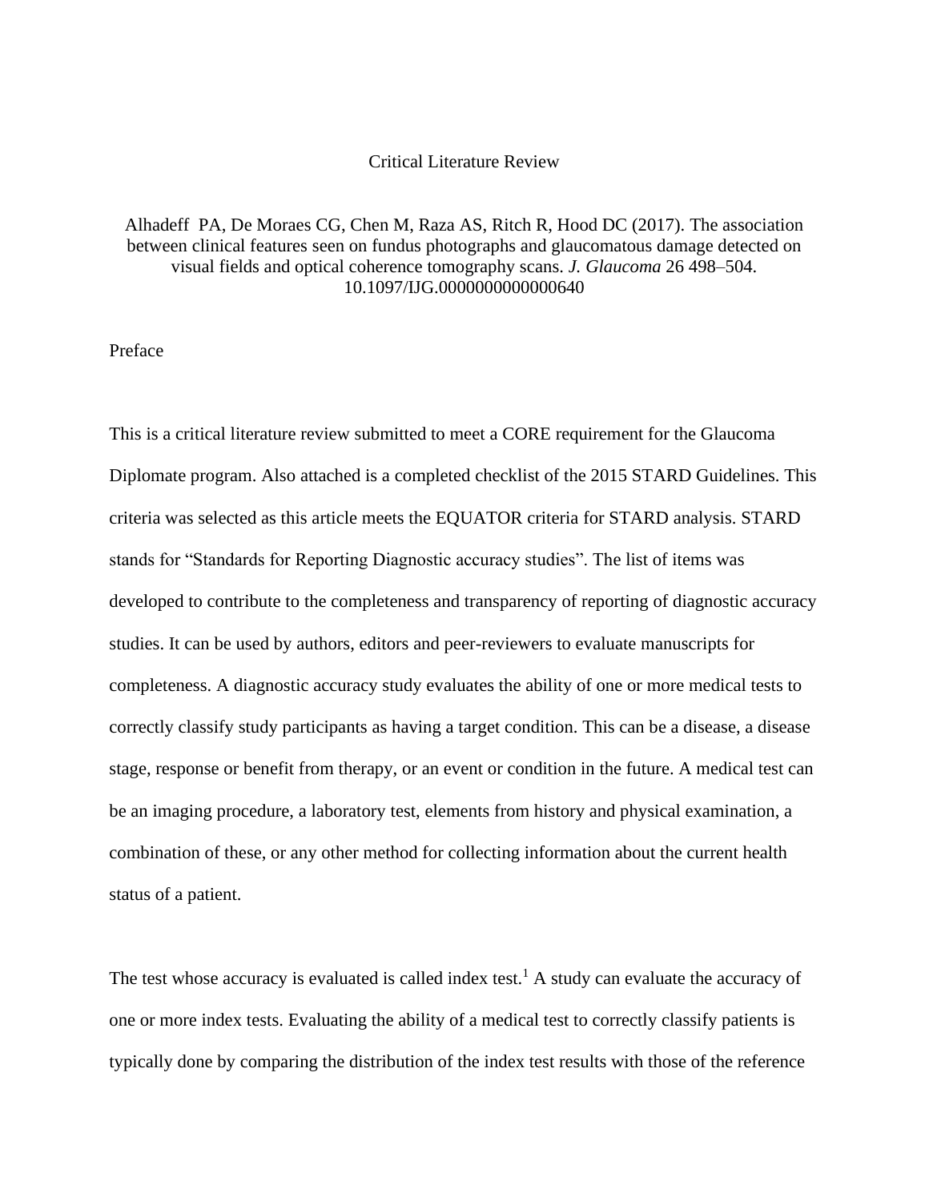# Critical Literature Review

Alhadeff PA, De Moraes CG, Chen M, Raza AS, Ritch R, Hood DC (2017). The association between clinical features seen on fundus photographs and glaucomatous damage detected on visual fields and optical coherence tomography scans. *J. Glaucoma* 26 498–504. 10.1097/IJG.0000000000000640

## Preface

This is a critical literature review submitted to meet a CORE requirement for the Glaucoma Diplomate program. Also attached is a completed checklist of the 2015 STARD Guidelines. This criteria was selected as this article meets the EQUATOR criteria for STARD analysis. STARD stands for "Standards for Reporting Diagnostic accuracy studies". The list of items was developed to contribute to the completeness and transparency of reporting of diagnostic accuracy studies. It can be used by authors, editors and peer-reviewers to evaluate manuscripts for completeness. A diagnostic accuracy study evaluates the ability of one or more medical tests to correctly classify study participants as having a target condition. This can be a disease, a disease stage, response or benefit from therapy, or an event or condition in the future. A medical test can be an imaging procedure, a laboratory test, elements from history and physical examination, a combination of these, or any other method for collecting information about the current health status of a patient.

The test whose accuracy is evaluated is called index test.[1] A study can evaluate the accuracy of one or more index tests. Evaluating the ability of a medical test to correctly classify patients is typically done by comparing the distribution of the index test results with those of the reference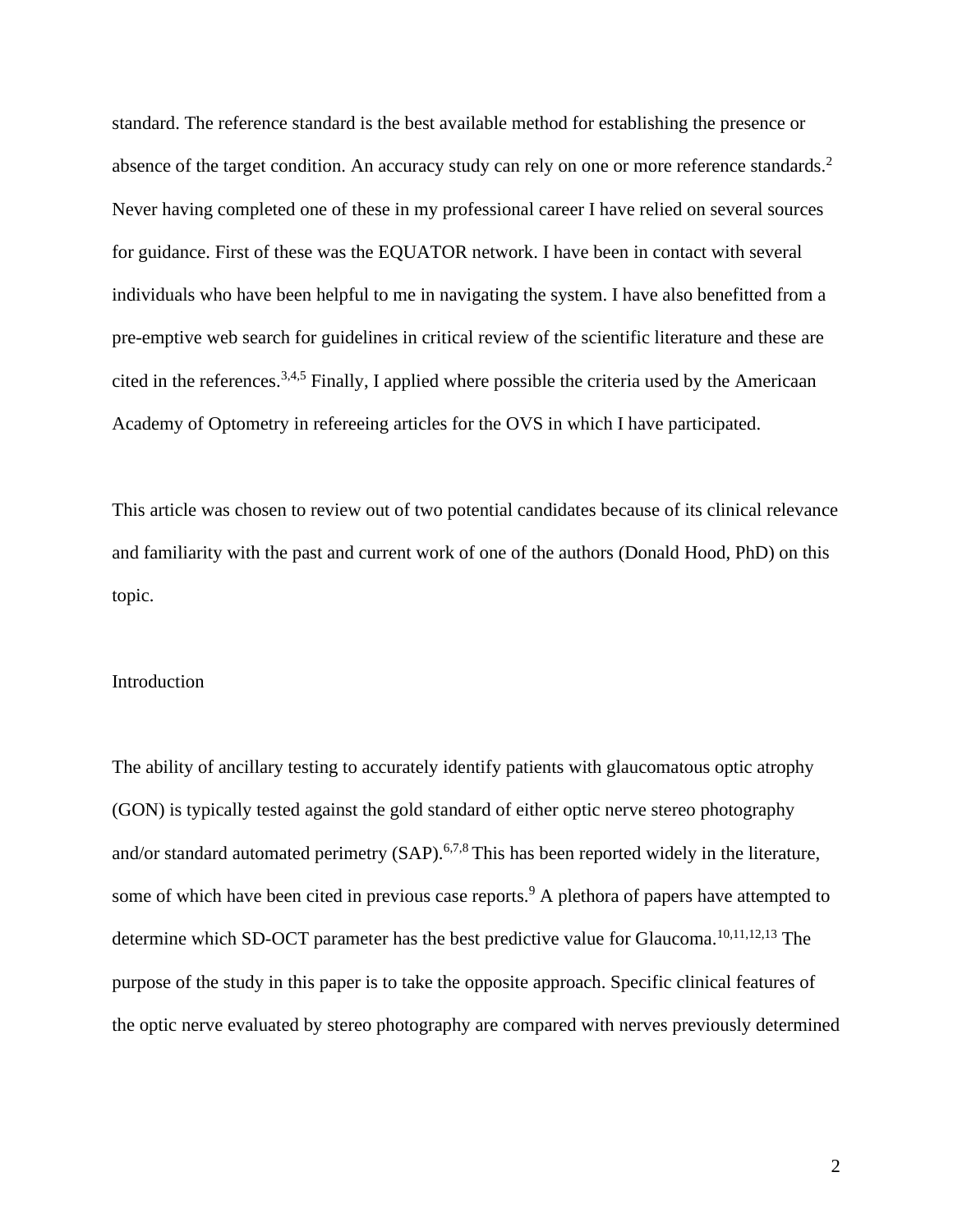standard. The reference standard is the best available method for establishing the presence or absence of the target condition. An accuracy study can rely on one or more reference standards.[2] Never having completed one of these in my professional career I have relied on several sources for guidance. First of these was the EQUATOR network. I have been in contact with several individuals who have been helpful to me in navigating the system. I have also benefitted from a pre-emptive web search for guidelines in critical review of the scientific literature and these are cited in the references.[3,4,5] Finally, I applied where possible the criteria used by the Americaan Academy of Optometry in refereeing articles for the OVS in which I have participated.

This article was chosen to review out of two potential candidates because of its clinical relevance and familiarity with the past and current work of one of the authors (Donald Hood, PhD) on this topic.

## Introduction

The ability of ancillary testing to accurately identify patients with glaucomatous optic atrophy (GON) is typically tested against the gold standard of either optic nerve stereo photography and/or standard automated perimetry (SAP).[6,7,8] This has been reported widely in the literature, some of which have been cited in previous case reports.[9] A plethora of papers have attempted to determine which SD-OCT parameter has the best predictive value for Glaucoma.[10,11,12,13] The purpose of the study in this paper is to take the opposite approach. Specific clinical features of the optic nerve evaluated by stereo photography are compared with nerves previously determined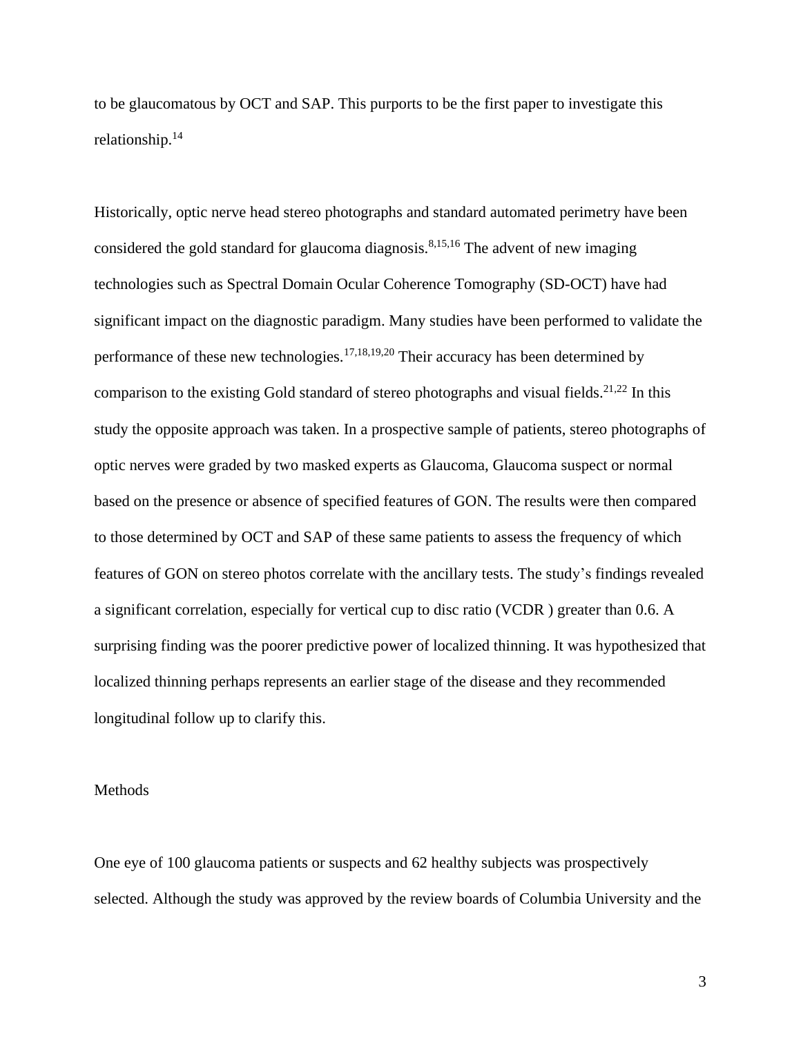to be glaucomatous by OCT and SAP. This purports to be the first paper to investigate this relationship.[14]

Historically, optic nerve head stereo photographs and standard automated perimetry have been considered the gold standard for glaucoma diagnosis.[8,15,16] The advent of new imaging technologies such as Spectral Domain Ocular Coherence Tomography (SD-OCT) have had significant impact on the diagnostic paradigm. Many studies have been performed to validate the performance of these new technologies.[17,18,19,20] Their accuracy has been determined by comparison to the existing Gold standard of stereo photographs and visual fields.[21,22] In this study the opposite approach was taken. In a prospective sample of patients, stereo photographs of optic nerves were graded by two masked experts as Glaucoma, Glaucoma suspect or normal based on the presence or absence of specified features of GON. The results were then compared to those determined by OCT and SAP of these same patients to assess the frequency of which features of GON on stereo photos correlate with the ancillary tests. The study's findings revealed a significant correlation, especially for vertical cup to disc ratio (VCDR ) greater than 0.6. A surprising finding was the poorer predictive power of localized thinning. It was hypothesized that localized thinning perhaps represents an earlier stage of the disease and they recommended longitudinal follow up to clarify this.

## Methods

One eye of 100 glaucoma patients or suspects and 62 healthy subjects was prospectively selected. Although the study was approved by the review boards of Columbia University and the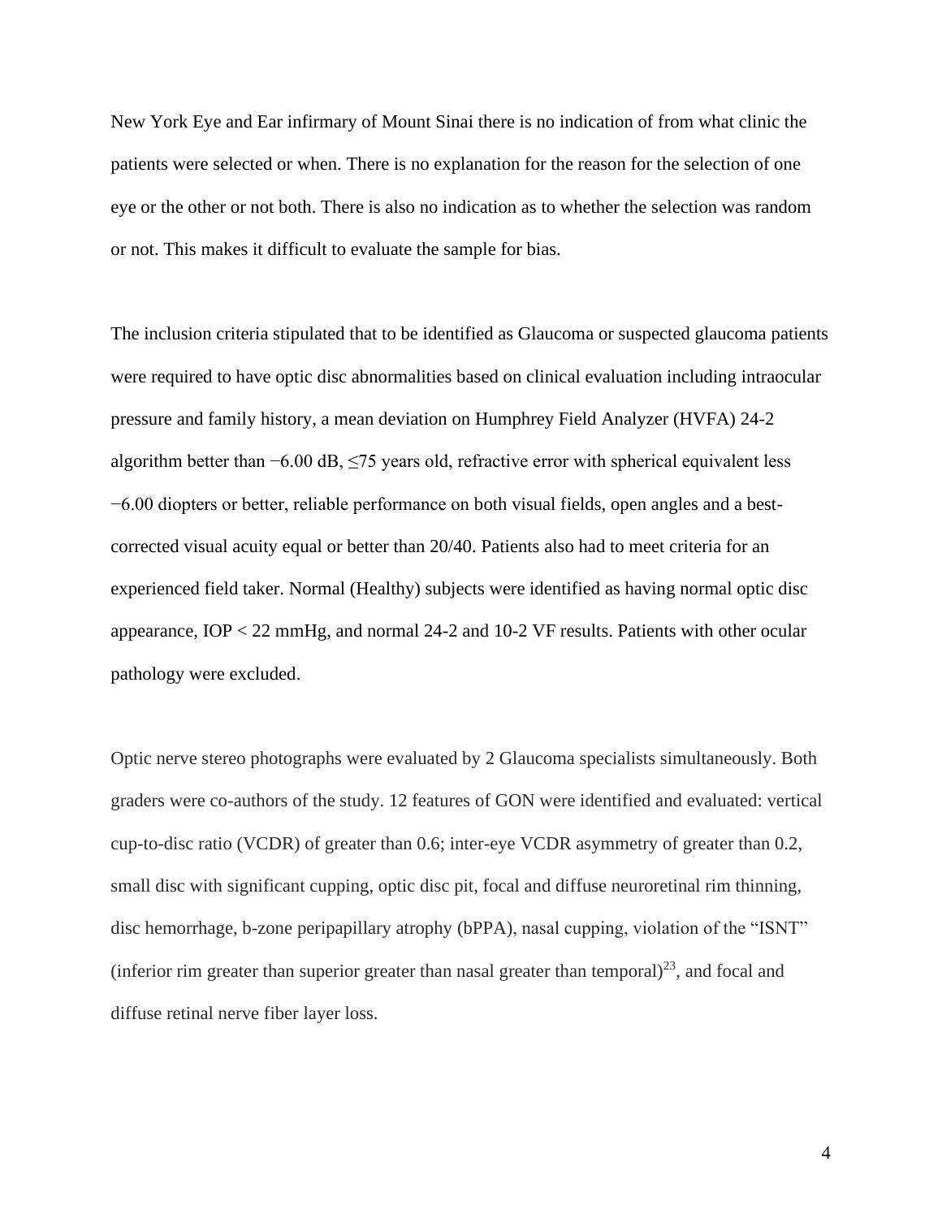New York Eye and Ear infirmary of Mount Sinai there is no indication of from what clinic the patients were selected or when. There is no explanation for the reason for the selection of one eye or the other or not both. There is also no indication as to whether the selection was random or not. This makes it difficult to evaluate the sample for bias.

The inclusion criteria stipulated that to be identified as Glaucoma or suspected glaucoma patients were required to have optic disc abnormalities based on clinical evaluation including intraocular pressure and family history, a mean deviation on Humphrey Field Analyzer (HVFA) 24-2 algorithm better than −6.00 dB, ≤75 years old, refractive error with spherical equivalent less −6.00 diopters or better, reliable performance on both visual fields, open angles and a best-corrected visual acuity equal or better than 20/40. Patients also had to meet criteria for an experienced field taker. Normal (Healthy) subjects were identified as having normal optic disc appearance, IOP < 22 mmHg, and normal 24-2 and 10-2 VF results. Patients with other ocular pathology were excluded.

Optic nerve stereo photographs were evaluated by 2 Glaucoma specialists simultaneously. Both graders were co-authors of the study. 12 features of GON were identified and evaluated: vertical cup-to-disc ratio (VCDR) of greater than 0.6; inter-eye VCDR asymmetry of greater than 0.2, small disc with significant cupping, optic disc pit, focal and diffuse neuroretinal rim thinning, disc hemorrhage, b-zone peripapillary atrophy (bPPA), nasal cupping, violation of the "ISNT" (inferior rim greater than superior greater than nasal greater than temporal)[23], and focal and diffuse retinal nerve fiber layer loss.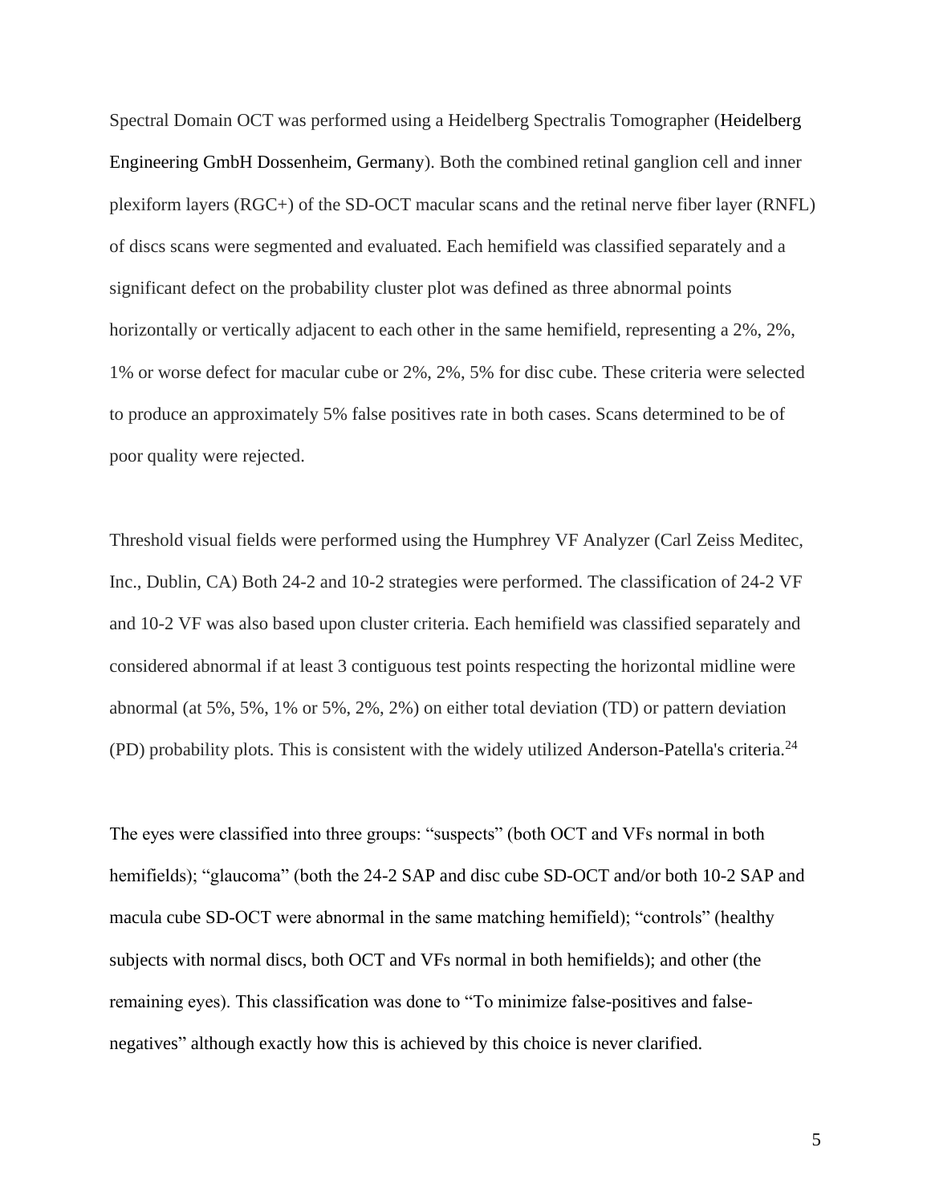Spectral Domain OCT was performed using a Heidelberg Spectralis Tomographer (Heidelberg Engineering GmbH Dossenheim, Germany). Both the combined retinal ganglion cell and inner plexiform layers (RGC+) of the SD-OCT macular scans and the retinal nerve fiber layer (RNFL) of discs scans were segmented and evaluated. Each hemifield was classified separately and a significant defect on the probability cluster plot was defined as three abnormal points horizontally or vertically adjacent to each other in the same hemifield, representing a 2%, 2%, 1% or worse defect for macular cube or 2%, 2%, 5% for disc cube. These criteria were selected to produce an approximately 5% false positives rate in both cases. Scans determined to be of poor quality were rejected.

Threshold visual fields were performed using the Humphrey VF Analyzer (Carl Zeiss Meditec, Inc., Dublin, CA) Both 24-2 and 10-2 strategies were performed. The classification of 24-2 VF and 10-2 VF was also based upon cluster criteria. Each hemifield was classified separately and considered abnormal if at least 3 contiguous test points respecting the horizontal midline were abnormal (at 5%, 5%, 1% or 5%, 2%, 2%) on either total deviation (TD) or pattern deviation (PD) probability plots. This is consistent with the widely utilized Anderson-Patella's criteria.[24]

The eyes were classified into three groups: "suspects" (both OCT and VFs normal in both hemifields); "glaucoma" (both the 24-2 SAP and disc cube SD-OCT and/or both 10-2 SAP and macula cube SD-OCT were abnormal in the same matching hemifield); "controls" (healthy subjects with normal discs, both OCT and VFs normal in both hemifields); and other (the remaining eyes). This classification was done to "To minimize false-positives and false-negatives" although exactly how this is achieved by this choice is never clarified.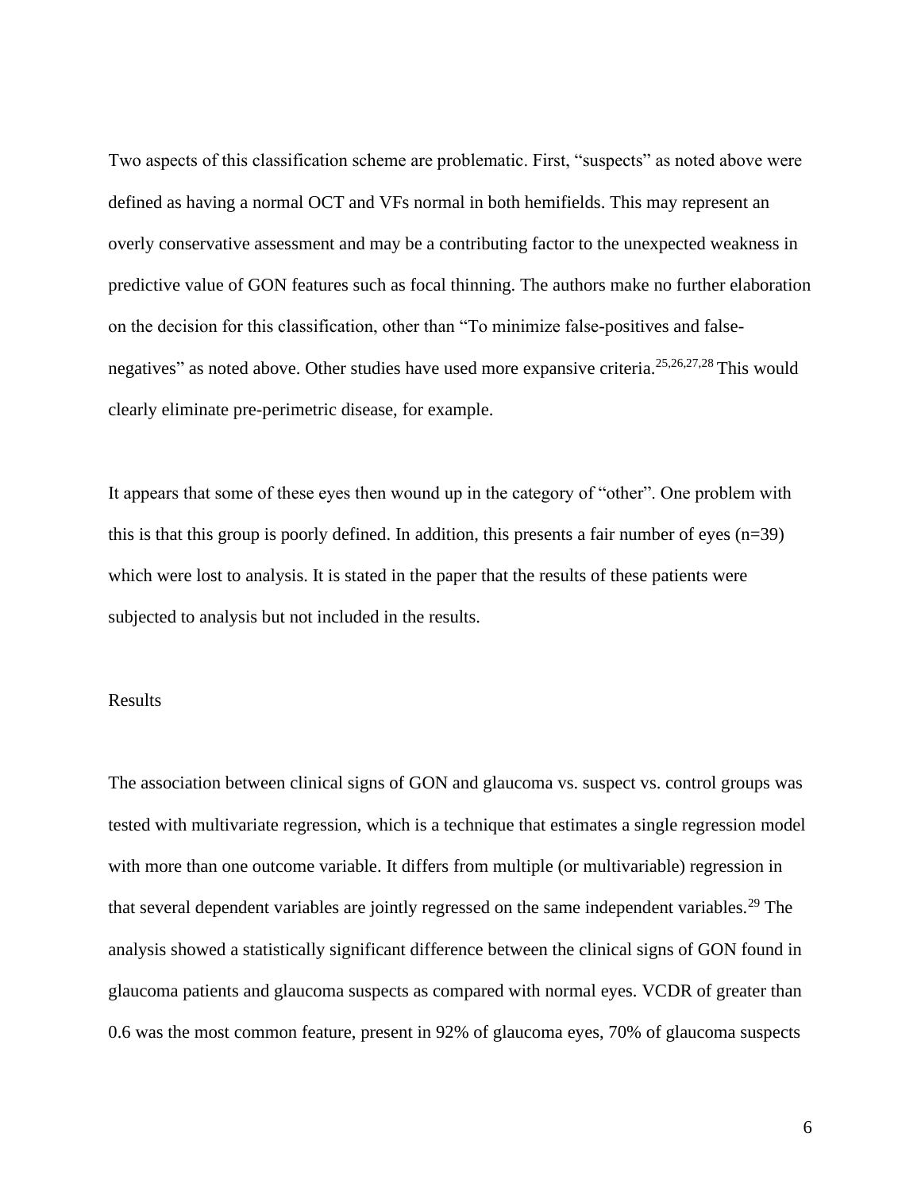Two aspects of this classification scheme are problematic. First, “suspects” as noted above were defined as having a normal OCT and VFs normal in both hemifields. This may represent an overly conservative assessment and may be a contributing factor to the unexpected weakness in predictive value of GON features such as focal thinning. The authors make no further elaboration on the decision for this classification, other than “To minimize false-positives and false-negatives” as noted above. Other studies have used more expansive criteria.[25,26,27,28] This would clearly eliminate pre-perimetric disease, for example.

It appears that some of these eyes then wound up in the category of “other”. One problem with this is that this group is poorly defined. In addition, this presents a fair number of eyes (n=39) which were lost to analysis. It is stated in the paper that the results of these patients were subjected to analysis but not included in the results.

## Results

The association between clinical signs of GON and glaucoma vs. suspect vs. control groups was tested with multivariate regression, which is a technique that estimates a single regression model with more than one outcome variable. It differs from multiple (or multivariable) regression in that several dependent variables are jointly regressed on the same independent variables.[29] The analysis showed a statistically significant difference between the clinical signs of GON found in glaucoma patients and glaucoma suspects as compared with normal eyes. VCDR of greater than 0.6 was the most common feature, present in 92% of glaucoma eyes, 70% of glaucoma suspects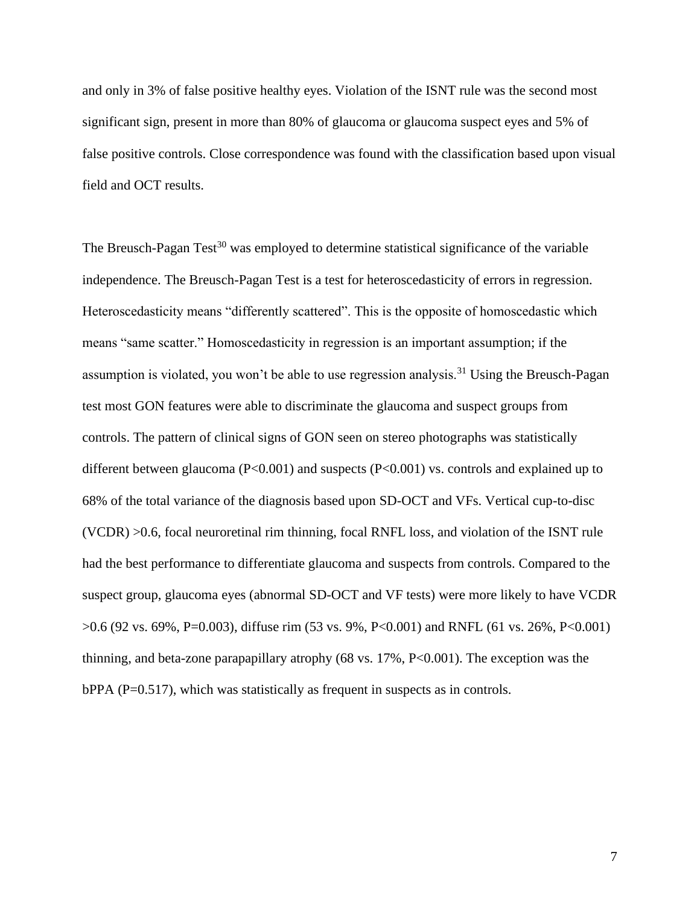and only in 3% of false positive healthy eyes. Violation of the ISNT rule was the second most significant sign, present in more than 80% of glaucoma or glaucoma suspect eyes and 5% of false positive controls. Close correspondence was found with the classification based upon visual field and OCT results.

The Breusch-Pagan Test[30] was employed to determine statistical significance of the variable independence. The Breusch-Pagan Test is a test for heteroscedasticity of errors in regression. Heteroscedasticity means "differently scattered". This is the opposite of homoscedastic which means "same scatter." Homoscedasticity in regression is an important assumption; if the assumption is violated, you won't be able to use regression analysis.[31] Using the Breusch-Pagan test most GON features were able to discriminate the glaucoma and suspect groups from controls. The pattern of clinical signs of GON seen on stereo photographs was statistically different between glaucoma ($P<0.001$) and suspects ($P<0.001$) vs. controls and explained up to 68% of the total variance of the diagnosis based upon SD-OCT and VFs. Vertical cup-to-disc (VCDR) >0.6, focal neuroretinal rim thinning, focal RNFL loss, and violation of the ISNT rule had the best performance to differentiate glaucoma and suspects from controls. Compared to the suspect group, glaucoma eyes (abnormal SD-OCT and VF tests) were more likely to have VCDR >0.6 (92 vs. 69%, $P=0.003$), diffuse rim (53 vs. 9%, $P<0.001$) and RNFL (61 vs. 26%, $P<0.001$) thinning, and beta-zone parapapillary atrophy (68 vs. 17%, $P<0.001$). The exception was the bPPA ($P=0.517$), which was statistically as frequent in suspects as in controls.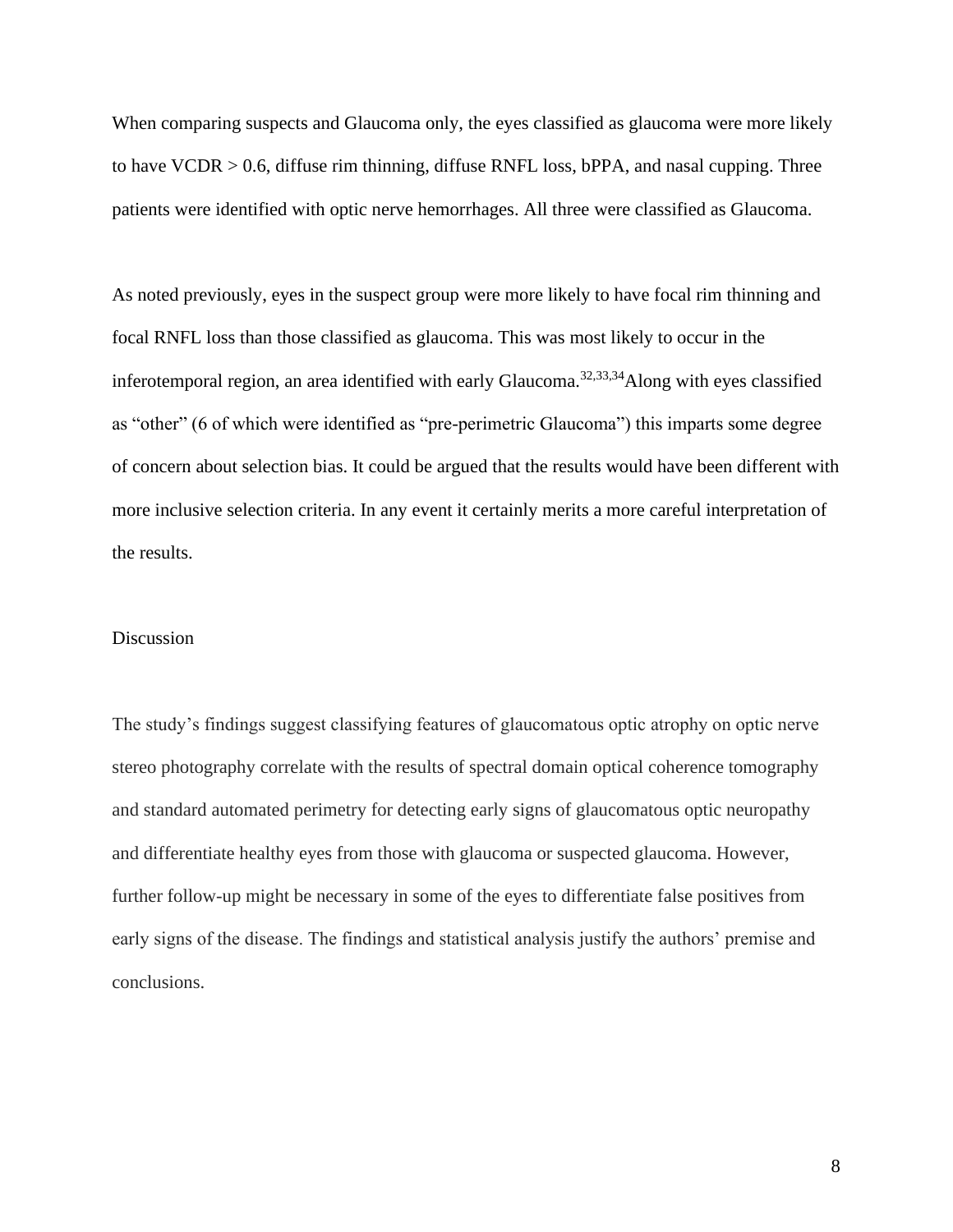When comparing suspects and Glaucoma only, the eyes classified as glaucoma were more likely to have VCDR > 0.6, diffuse rim thinning, diffuse RNFL loss, bPPA, and nasal cupping. Three patients were identified with optic nerve hemorrhages. All three were classified as Glaucoma.

As noted previously, eyes in the suspect group were more likely to have focal rim thinning and focal RNFL loss than those classified as glaucoma. This was most likely to occur in the inferotemporal region, an area identified with early Glaucoma.[32,33,34] Along with eyes classified as "other" (6 of which were identified as "pre-perimetric Glaucoma") this imparts some degree of concern about selection bias. It could be argued that the results would have been different with more inclusive selection criteria. In any event it certainly merits a more careful interpretation of the results.

## Discussion

The study's findings suggest classifying features of glaucomatous optic atrophy on optic nerve stereo photography correlate with the results of spectral domain optical coherence tomography and standard automated perimetry for detecting early signs of glaucomatous optic neuropathy and differentiate healthy eyes from those with glaucoma or suspected glaucoma. However, further follow-up might be necessary in some of the eyes to differentiate false positives from early signs of the disease. The findings and statistical analysis justify the authors' premise and conclusions.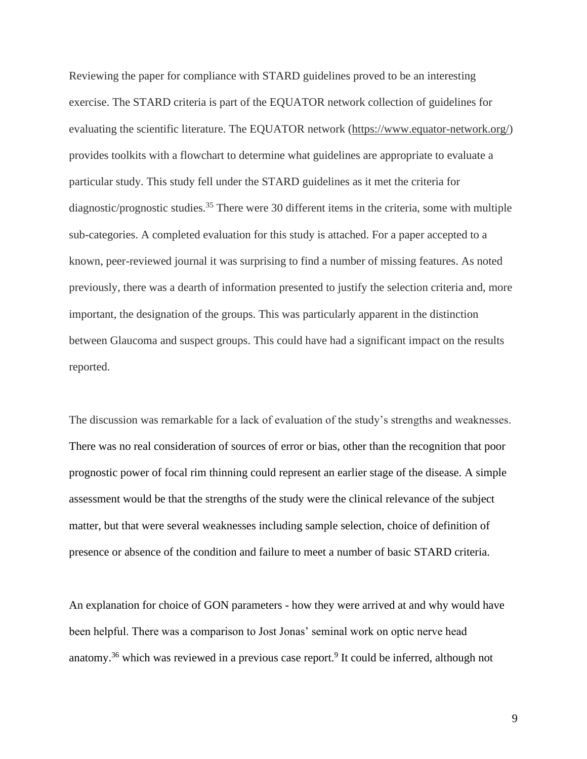Reviewing the paper for compliance with STARD guidelines proved to be an interesting exercise. The STARD criteria is part of the EQUATOR network collection of guidelines for evaluating the scientific literature. The EQUATOR network (https://www.equator-network.org/) provides toolkits with a flowchart to determine what guidelines are appropriate to evaluate a particular study. This study fell under the STARD guidelines as it met the criteria for diagnostic/prognostic studies.[35] There were 30 different items in the criteria, some with multiple sub-categories. A completed evaluation for this study is attached. For a paper accepted to a known, peer-reviewed journal it was surprising to find a number of missing features. As noted previously, there was a dearth of information presented to justify the selection criteria and, more important, the designation of the groups. This was particularly apparent in the distinction between Glaucoma and suspect groups. This could have had a significant impact on the results reported.

The discussion was remarkable for a lack of evaluation of the study's strengths and weaknesses. There was no real consideration of sources of error or bias, other than the recognition that poor prognostic power of focal rim thinning could represent an earlier stage of the disease. A simple assessment would be that the strengths of the study were the clinical relevance of the subject matter, but that were several weaknesses including sample selection, choice of definition of presence or absence of the condition and failure to meet a number of basic STARD criteria.

An explanation for choice of GON parameters - how they were arrived at and why would have been helpful. There was a comparison to Jost Jonas' seminal work on optic nerve head anatomy.[36] which was reviewed in a previous case report.[9] It could be inferred, although not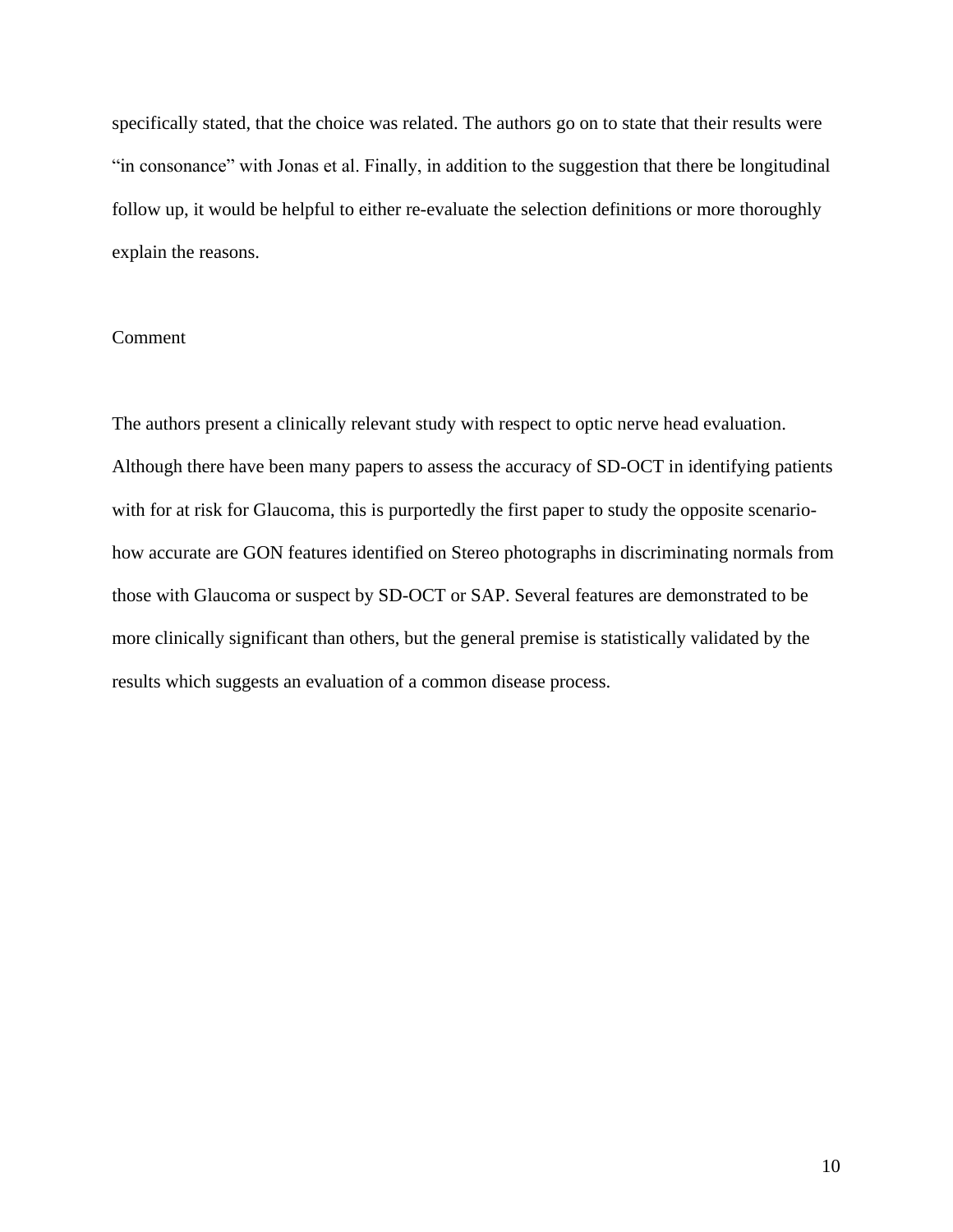specifically stated, that the choice was related. The authors go on to state that their results were "in consonance" with Jonas et al. Finally, in addition to the suggestion that there be longitudinal follow up, it would be helpful to either re-evaluate the selection definitions or more thoroughly explain the reasons.

## Comment

The authors present a clinically relevant study with respect to optic nerve head evaluation. Although there have been many papers to assess the accuracy of SD-OCT in identifying patients with for at risk for Glaucoma, this is purportedly the first paper to study the opposite scenario- how accurate are GON features identified on Stereo photographs in discriminating normals from those with Glaucoma or suspect by SD-OCT or SAP. Several features are demonstrated to be more clinically significant than others, but the general premise is statistically validated by the results which suggests an evaluation of a common disease process.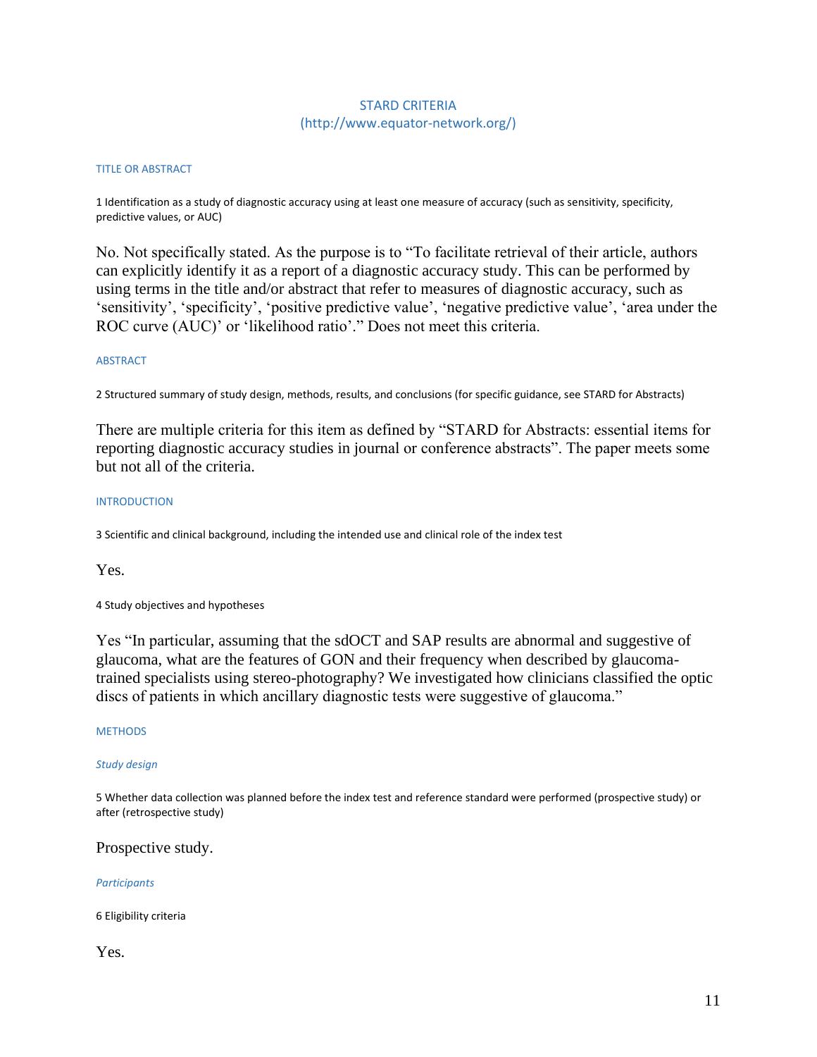# STARD CRITERIA
(http://www.equator-network.org/)

## TITLE OR ABSTRACT

1 Identification as a study of diagnostic accuracy using at least one measure of accuracy (such as sensitivity, specificity, predictive values, or AUC)

No. Not specifically stated. As the purpose is to "To facilitate retrieval of their article, authors can explicitly identify it as a report of a diagnostic accuracy study. This can be performed by using terms in the title and/or abstract that refer to measures of diagnostic accuracy, such as 'sensitivity', 'specificity', 'positive predictive value', 'negative predictive value', 'area under the ROC curve (AUC)' or 'likelihood ratio'." Does not meet this criteria.

## ABSTRACT

2 Structured summary of study design, methods, results, and conclusions (for specific guidance, see STARD for Abstracts)

There are multiple criteria for this item as defined by "STARD for Abstracts: essential items for reporting diagnostic accuracy studies in journal or conference abstracts". The paper meets some but not all of the criteria.

## INTRODUCTION

3 Scientific and clinical background, including the intended use and clinical role of the index test

Yes.

4 Study objectives and hypotheses

Yes "In particular, assuming that the sdOCT and SAP results are abnormal and suggestive of glaucoma, what are the features of GON and their frequency when described by glaucoma-trained specialists using stereo-photography? We investigated how clinicians classified the optic discs of patients in which ancillary diagnostic tests were suggestive of glaucoma."

## METHODS

### *Study design*

5 Whether data collection was planned before the index test and reference standard were performed (prospective study) or after (retrospective study)

Prospective study.

### *Participants*

6 Eligibility criteria

Yes.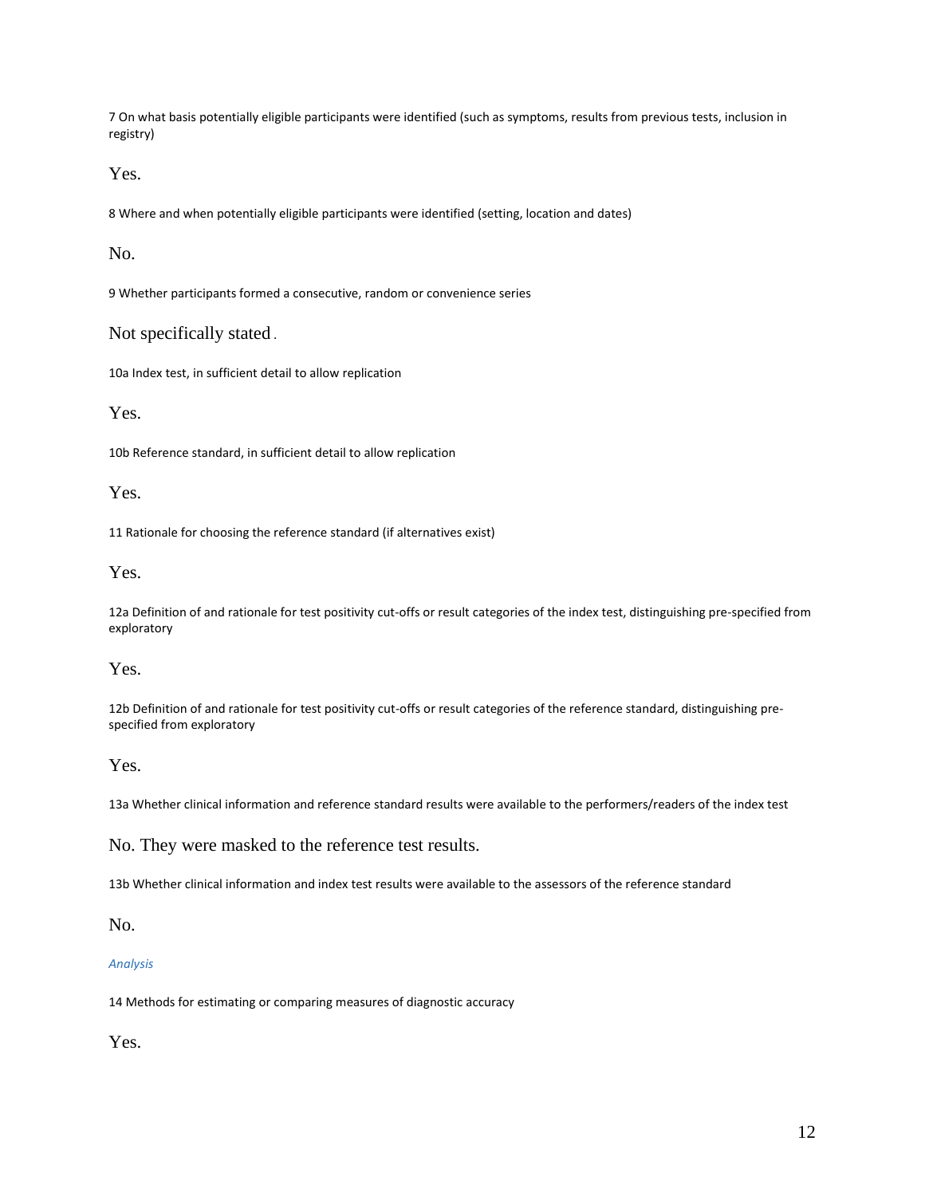7 On what basis potentially eligible participants were identified (such as symptoms, results from previous tests, inclusion in registry)

Yes.

8 Where and when potentially eligible participants were identified (setting, location and dates)

No.

9 Whether participants formed a consecutive, random or convenience series

Not specifically stated.

10a Index test, in sufficient detail to allow replication

Yes.

10b Reference standard, in sufficient detail to allow replication

Yes.

11 Rationale for choosing the reference standard (if alternatives exist)

Yes.

12a Definition of and rationale for test positivity cut-offs or result categories of the index test, distinguishing pre-specified from exploratory

Yes.

12b Definition of and rationale for test positivity cut-offs or result categories of the reference standard, distinguishing pre-specified from exploratory

Yes.

13a Whether clinical information and reference standard results were available to the performers/readers of the index test

No. They were masked to the reference test results.

13b Whether clinical information and index test results were available to the assessors of the reference standard

No.

*Analysis*

14 Methods for estimating or comparing measures of diagnostic accuracy

Yes.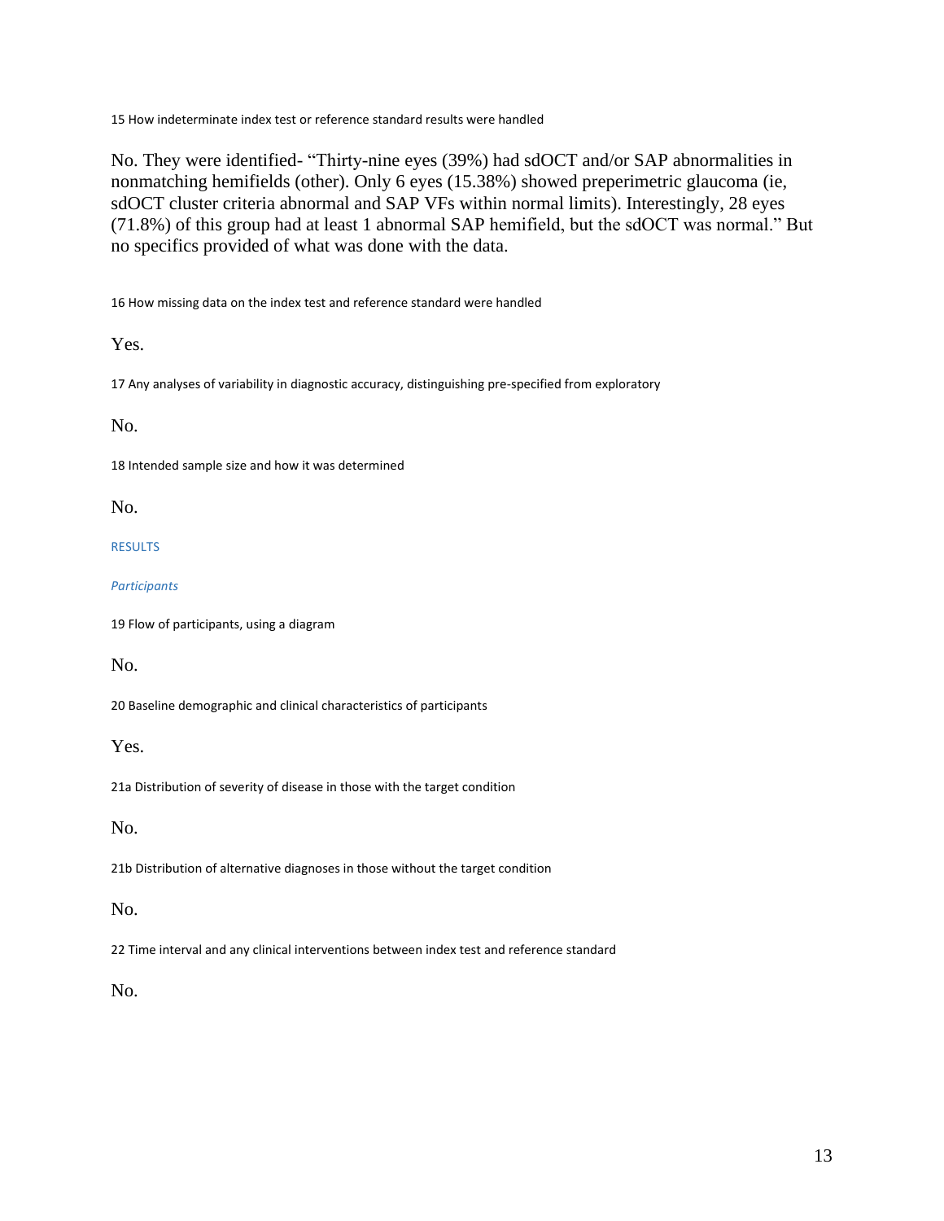15 How indeterminate index test or reference standard results were handled

No. They were identified- "Thirty-nine eyes (39%) had sdOCT and/or SAP abnormalities in nonmatching hemifields (other). Only 6 eyes (15.38%) showed preperimetric glaucoma (ie, sdOCT cluster criteria abnormal and SAP VFs within normal limits). Interestingly, 28 eyes (71.8%) of this group had at least 1 abnormal SAP hemifield, but the sdOCT was normal." But no specifics provided of what was done with the data.

16 How missing data on the index test and reference standard were handled

Yes.

17 Any analyses of variability in diagnostic accuracy, distinguishing pre-specified from exploratory

No.

18 Intended sample size and how it was determined

No.

## RESULTS

### *Participants*

19 Flow of participants, using a diagram

No.

20 Baseline demographic and clinical characteristics of participants

Yes.

21a Distribution of severity of disease in those with the target condition

No.

21b Distribution of alternative diagnoses in those without the target condition

No.

22 Time interval and any clinical interventions between index test and reference standard

No.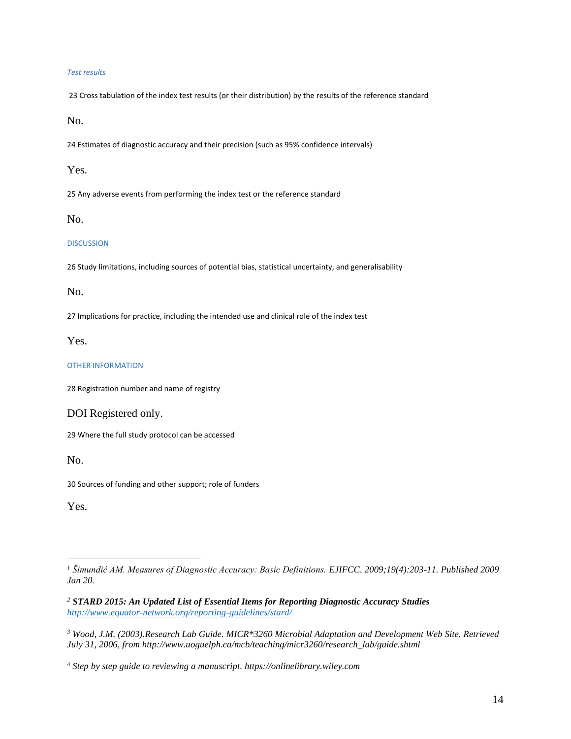*Test results*

23 Cross tabulation of the index test results (or their distribution) by the results of the reference standard

No.

24 Estimates of diagnostic accuracy and their precision (such as 95% confidence intervals)

Yes.

25 Any adverse events from performing the index test or the reference standard

No.

## DISCUSSION

26 Study limitations, including sources of potential bias, statistical uncertainty, and generalisability

No.

27 Implications for practice, including the intended use and clinical role of the index test

Yes.

## OTHER INFORMATION

28 Registration number and name of registry

DOI Registered only.

29 Where the full study protocol can be accessed

No.

30 Sources of funding and other support; role of funders

Yes.

---

[1] *Šimundić AM. Measures of Diagnostic Accuracy: Basic Definitions. EJIFCC. 2009;19(4):203-11. Published 2009 Jan 20.*

[2] ***STARD 2015: An Updated List of Essential Items for Reporting Diagnostic Accuracy Studies*** *http://www.equator-network.org/reporting-guidelines/stard/*

[3] *Wood, J.M. (2003).Research Lab Guide. MICR*3260 Microbial Adaptation and Development Web Site. Retrieved July 31, 2006, from http://www.uoguelph.ca/mcb/teaching/micr3260/research_lab/guide.shtml*

[4] *Step by step guide to reviewing a manuscript. https://onlinelibrary.wiley.com*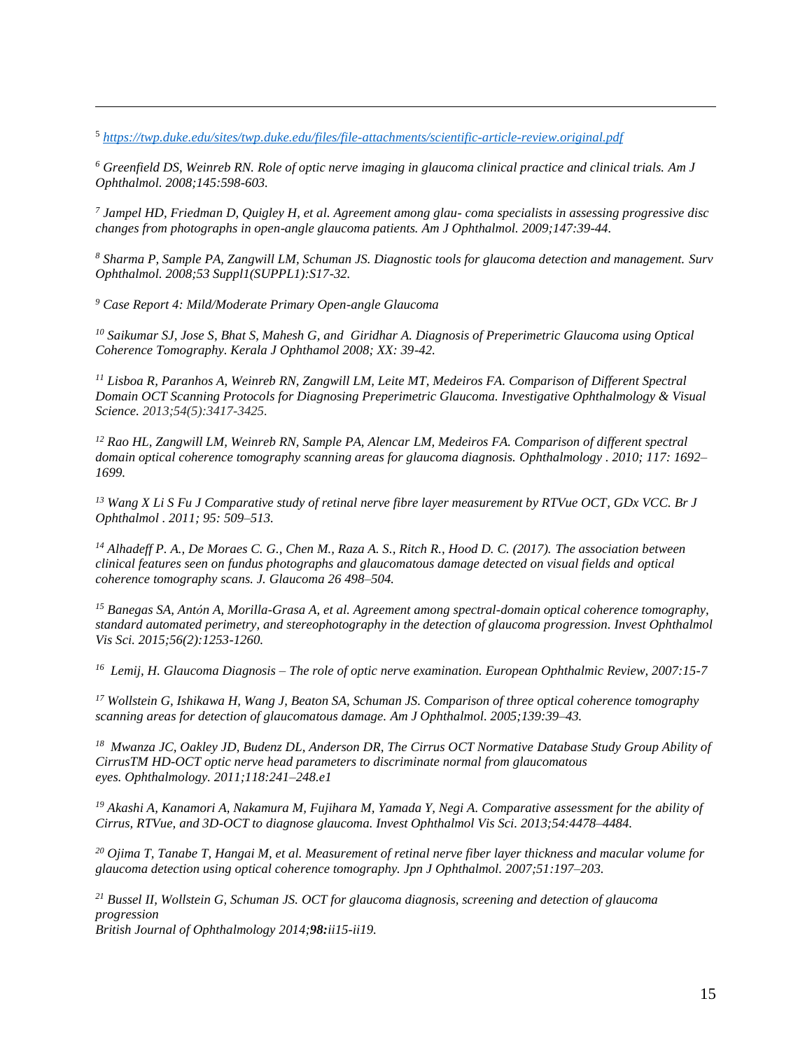[5] https://twp.duke.edu/sites/twp.duke.edu/files/file-attachments/scientific-article-review.original.pdf

[6] *Greenfield DS, Weinreb RN. Role of optic nerve imaging in glaucoma clinical practice and clinical trials. Am J Ophthalmol. 2008;145:598-603.*

[7] *Jampel HD, Friedman D, Quigley H, et al. Agreement among glau- coma specialists in assessing progressive disc changes from photographs in open-angle glaucoma patients. Am J Ophthalmol. 2009;147:39-44.*

[8] *Sharma P, Sample PA, Zangwill LM, Schuman JS. Diagnostic tools for glaucoma detection and management. Surv Ophthalmol. 2008;53 Suppl1(SUPPL1):S17-32.*

[9] *Case Report 4: Mild/Moderate Primary Open-angle Glaucoma*

[10] *Saikumar SJ, Jose S, Bhat S, Mahesh G, and Giridhar A. Diagnosis of Preperimetric Glaucoma using Optical Coherence Tomography. Kerala J Ophthamol 2008; XX: 39-42.*

[11] *Lisboa R, Paranhos A, Weinreb RN, Zangwill LM, Leite MT, Medeiros FA. Comparison of Different Spectral Domain OCT Scanning Protocols for Diagnosing Preperimetric Glaucoma. Investigative Ophthalmology & Visual Science. 2013;54(5):3417-3425.*

[12] *Rao HL, Zangwill LM, Weinreb RN, Sample PA, Alencar LM, Medeiros FA. Comparison of different spectral domain optical coherence tomography scanning areas for glaucoma diagnosis. Ophthalmology . 2010; 117: 1692–1699.*

[13] *Wang X Li S Fu J Comparative study of retinal nerve fibre layer measurement by RTVue OCT, GDx VCC. Br J Ophthalmol . 2011; 95: 509–513.*

[14] *Alhadeff P. A., De Moraes C. G., Chen M., Raza A. S., Ritch R., Hood D. C. (2017). The association between clinical features seen on fundus photographs and glaucomatous damage detected on visual fields and optical coherence tomography scans. J. Glaucoma 26 498–504.*

[15] *Banegas SA, Antón A, Morilla-Grasa A, et al. Agreement among spectral-domain optical coherence tomography, standard automated perimetry, and stereophotography in the detection of glaucoma progression. Invest Ophthalmol Vis Sci. 2015;56(2):1253-1260.*

[16] *Lemij, H. Glaucoma Diagnosis – The role of optic nerve examination. European Ophthalmic Review, 2007:15-7*

[17] *Wollstein G, Ishikawa H, Wang J, Beaton SA, Schuman JS. Comparison of three optical coherence tomography scanning areas for detection of glaucomatous damage. Am J Ophthalmol. 2005;139:39–43.*

[18] *Mwanza JC, Oakley JD, Budenz DL, Anderson DR, The Cirrus OCT Normative Database Study Group Ability of CirrusTM HD-OCT optic nerve head parameters to discriminate normal from glaucomatous eyes. Ophthalmology. 2011;118:241–248.e1*

[19] *Akashi A, Kanamori A, Nakamura M, Fujihara M, Yamada Y, Negi A. Comparative assessment for the ability of Cirrus, RTVue, and 3D-OCT to diagnose glaucoma. Invest Ophthalmol Vis Sci. 2013;54:4478–4484.*

[20] *Ojima T, Tanabe T, Hangai M, et al. Measurement of retinal nerve fiber layer thickness and macular volume for glaucoma detection using optical coherence tomography. Jpn J Ophthalmol. 2007;51:197–203.*

[21] *Bussel II, Wollstein G, Schuman JS. OCT for glaucoma diagnosis, screening and detection of glaucoma progression*
*British Journal of Ophthalmology 2014;**98:**ii15-ii19.*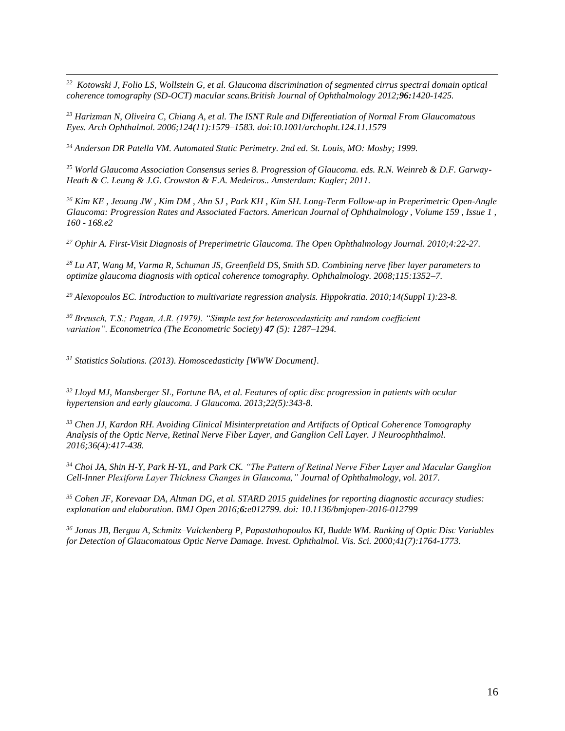[22] *Kotowski J, Folio LS, Wollstein G, et al. Glaucoma discrimination of segmented cirrus spectral domain optical coherence tomography (SD-OCT) macular scans.British Journal of Ophthalmology 2012;**96:**1420-1425.*

[23] *Harizman N, Oliveira C, Chiang A, et al. The ISNT Rule and Differentiation of Normal From Glaucomatous Eyes. Arch Ophthalmol. 2006;124(11):1579–1583. doi:10.1001/archopht.124.11.1579*

[24] *Anderson DR Patella VM. Automated Static Perimetry. 2nd ed. St. Louis, MO: Mosby; 1999.*

[25] *World Glaucoma Association Consensus series 8. Progression of Glaucoma. eds. R.N. Weinreb & D.F. Garway-Heath & C. Leung & J.G. Crowston & F.A. Medeiros.. Amsterdam: Kugler; 2011.*

[26] *Kim KE , Jeoung JW , Kim DM , Ahn SJ , Park KH , Kim SH. Long-Term Follow-up in Preperimetric Open-Angle Glaucoma: Progression Rates and Associated Factors. American Journal of Ophthalmology , Volume 159 , Issue 1 , 160 - 168.e2*

[27] *Ophir A. First-Visit Diagnosis of Preperimetric Glaucoma. The Open Ophthalmology Journal. 2010;4:22-27.*

[28] *Lu AT, Wang M, Varma R, Schuman JS, Greenfield DS, Smith SD. Combining nerve fiber layer parameters to optimize glaucoma diagnosis with optical coherence tomography. Ophthalmology. 2008;115:1352–7.*

[29] *Alexopoulos EC. Introduction to multivariate regression analysis. Hippokratia. 2010;14(Suppl 1):23-8.*

[30] *Breusch, T.S.; Pagan, A.R. (1979). "Simple test for heteroscedasticity and random coefficient variation". Econometrica (The Econometric Society) **47** (5): 1287–1294.*

[31] *Statistics Solutions. (2013). Homoscedasticity [WWW Document].*

[32] *Lloyd MJ, Mansberger SL, Fortune BA, et al. Features of optic disc progression in patients with ocular hypertension and early glaucoma. J Glaucoma. 2013;22(5):343-8.*

[33] *Chen JJ, Kardon RH. Avoiding Clinical Misinterpretation and Artifacts of Optical Coherence Tomography Analysis of the Optic Nerve, Retinal Nerve Fiber Layer, and Ganglion Cell Layer. J Neuroophthalmol. 2016;36(4):417-438.*

[34] *Choi JA, Shin H-Y, Park H-YL, and Park CK. "The Pattern of Retinal Nerve Fiber Layer and Macular Ganglion Cell-Inner Plexiform Layer Thickness Changes in Glaucoma," Journal of Ophthalmology, vol. 2017.*

[35] *Cohen JF, Korevaar DA, Altman DG, et al. STARD 2015 guidelines for reporting diagnostic accuracy studies: explanation and elaboration. BMJ Open 2016;**6:**e012799. doi: 10.1136/bmjopen-2016-012799*

[36] *Jonas JB, Bergua A, Schmitz–Valckenberg P, Papastathopoulos KI, Budde WM. Ranking of Optic Disc Variables for Detection of Glaucomatous Optic Nerve Damage. Invest. Ophthalmol. Vis. Sci. 2000;41(7):1764-1773.*